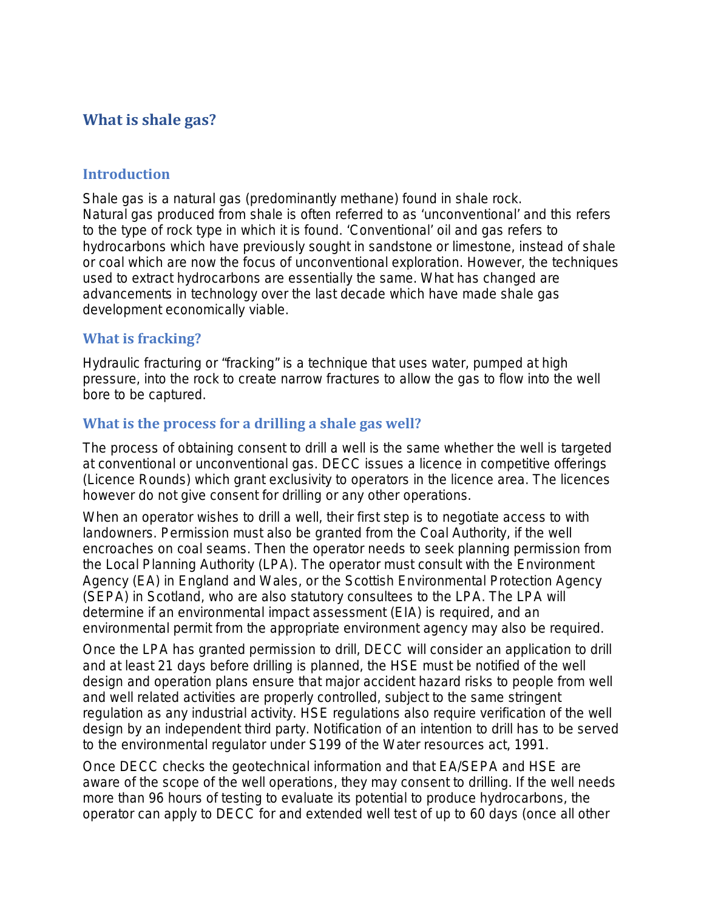# What is shale gas?

## Introduction

Shale gas is a natural gas (predominantly methane) found in shale rock. Natural gas produced from shale is often referred to as 'unconventional' and this refers to the type of rock type in which it is found. 'Conventional' oil and gas refers to hydrocarbons which have previously sought in sandstone or limestone, instead of shale or coal which are now the focus of unconventional exploration. However, the techniques used to extract hydrocarbons are essentially the same. What has changed are advancements in technology over the last decade which have made shale gas development economically viable.

## What is fracking?

Hydraulic fracturing or "fracking" is a technique that uses water, pumped at high pressure, into the rock to create narrow fractures to allow the gas to flow into the well bore to be captured.

## What is the process for a drilling a shale gas well?

The process of obtaining consent to drill a well is the same whether the well is targeted at conventional or unconventional gas. DECC issues a licence in competitive offerings (Licence Rounds) which grant exclusivity to operators in the licence area. The licences however do not give consent for drilling or any other operations.

When an operator wishes to drill a well, their first step is to negotiate access to with landowners. Permission must also be granted from the Coal Authority, if the well encroaches on coal seams. Then the operator needs to seek planning permission from the Local Planning Authority (LPA). The operator must consult with the Environment Agency (EA) in England and Wales, or the Scottish Environmental Protection Agency (SEPA) in Scotland, who are also statutory consultees to the LPA. The LPA will determine if an environmental impact assessment (EIA) is required, and an environmental permit from the appropriate environment agency may also be required.

Once the LPA has granted permission to drill, DECC will consider an application to drill and at least 21 days before drilling is planned, the HSE must be notified of the well design and operation plans ensure that major accident hazard risks to people from well and well related activities are properly controlled, subject to the same stringent regulation as any industrial activity. HSE regulations also require verification of the well design by an independent third party. Notification of an intention to drill has to be served to the environmental regulator under S199 of the Water resources act, 1991.

Once DECC checks the geotechnical information and that EA/SEPA and HSE are aware of the scope of the well operations, they may consent to drilling. If the well needs more than 96 hours of testing to evaluate its potential to produce hydrocarbons, the operator can apply to DECC for and extended well test of up to 60 days (once all other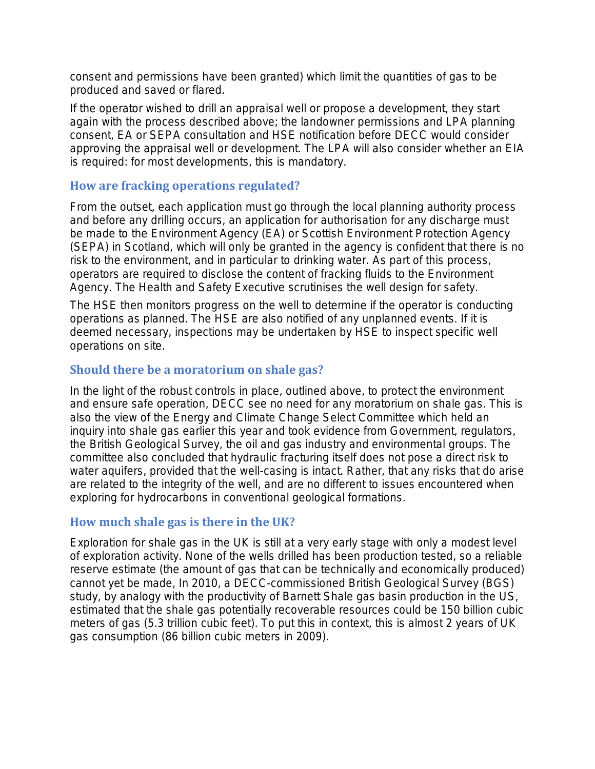consent and permissions have been granted) which limit the quantities of gas to be produced and saved or flared.

If the operator wished to drill an appraisal well or propose a development, they start again with the process described above; the landowner permissions and LPA planning consent, EA or SEPA consultation and HSE notification before DECC would consider approving the appraisal well or development. The LPA will also consider whether an EIA is required: for most developments, this is mandatory.

### How are fracking operations regulated?

From the outset, each application must go through the local planning authority process and before any drilling occurs, an application for authorisation for any discharge must be made to the Environment Agency (EA) or Scottish Environment Protection Agency (SEPA) in Scotland, which will only be granted in the agency is confident that there is no risk to the environment, and in particular to drinking water. As part of this process, operators are required to disclose the content of fracking fluids to the Environment Agency. The Health and Safety Executive scrutinises the well design for safety.

The HSE then monitors progress on the well to determine if the operator is conducting operations as planned. The HSE are also notified of any unplanned events. If it is deemed necessary, inspections may be undertaken by HSE to inspect specific well operations on site.

### Should there be a moratorium on shale gas?

In the light of the robust controls in place, outlined above, to protect the environment and ensure safe operation, DECC see no need for any moratorium on shale gas. This is also the view of the Energy and Climate Change Select Committee which held an inquiry into shale gas earlier this year and took evidence from Government, regulators, the British Geological Survey, the oil and gas industry and environmental groups. The committee also concluded that hydraulic fracturing itself does not pose a direct risk to water aquifers, provided that the well-casing is intact. Rather, that any risks that do arise are related to the integrity of the well, and are no different to issues encountered when exploring for hydrocarbons in conventional geological formations.

### How much shale gas is there in the UK?

Exploration for shale gas in the UK is still at a very early stage with only a modest level of exploration activity. None of the wells drilled has been production tested, so a reliable reserve estimate (the amount of gas that can be technically and economically produced) cannot yet be made, In 2010, a DECC-commissioned British Geological Survey (BGS) study, by analogy with the productivity of Barnett Shale gas basin production in the US, estimated that the shale gas potentially recoverable resources could be 150 billion cubic meters of gas (5.3 trillion cubic feet). To put this in context, this is almost 2 years of UK gas consumption (86 billion cubic meters in 2009).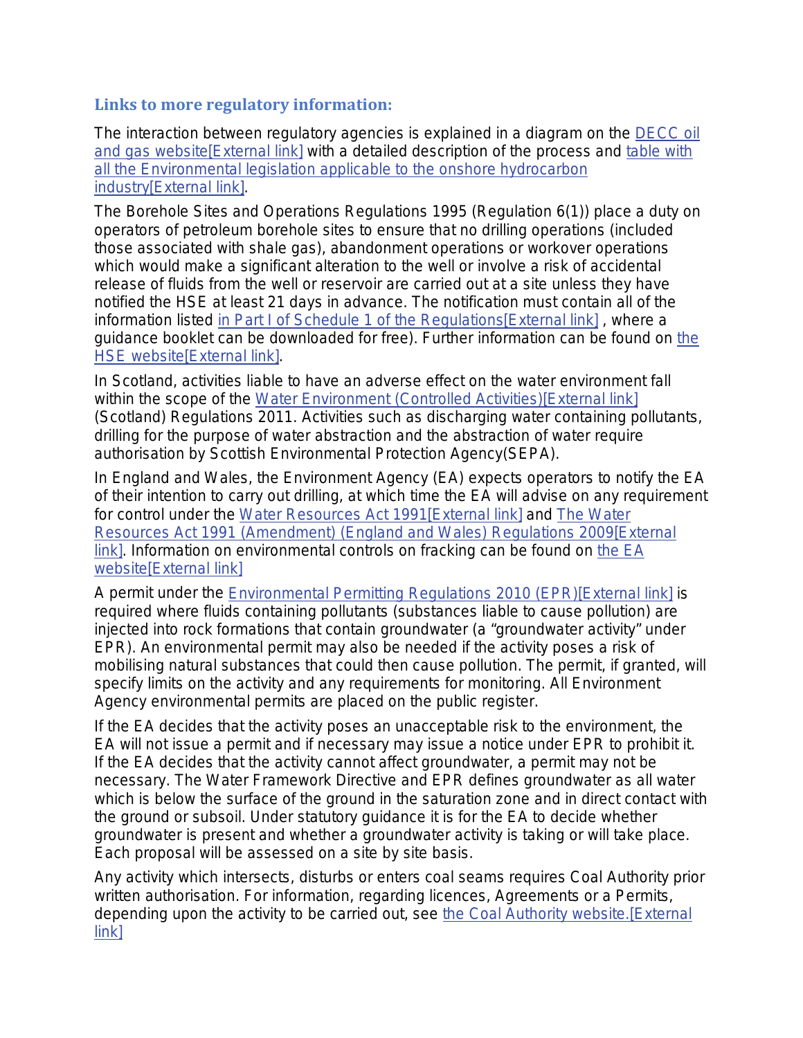## Links to more regulatory information:

The interaction between regulatory agencies is explained in a diagram on the DECC oil and gas website[External link] with a detailed description of the process and table with all the Environmental legislation applicable to the onshore hydrocarbon industry[External link].

The Borehole Sites and Operations Regulations 1995 (Regulation 6(1)) place a duty on operators of petroleum borehole sites to ensure that no drilling operations (included those associated with shale gas), abandonment operations or workover operations which would make a significant alteration to the well or involve a risk of accidental release of fluids from the well or reservoir are carried out at a site unless they have notified the HSE at least 21 days in advance. The notification must contain all of the information listed in Part I of Schedule 1 of the Regulations[External link] , where a guidance booklet can be downloaded for free). Further information can be found on the HSE website[External link].

In Scotland, activities liable to have an adverse effect on the water environment fall within the scope of the Water Environment (Controlled Activities)[External link] (Scotland) Regulations 2011. Activities such as discharging water containing pollutants, drilling for the purpose of water abstraction and the abstraction of water require authorisation by Scottish Environmental Protection Agency(SEPA).

In England and Wales, the Environment Agency (EA) expects operators to notify the EA of their intention to carry out drilling, at which time the EA will advise on any requirement for control under the Water Resources Act 1991[External link] and The Water Resources Act 1991 (Amendment) (England and Wales) Regulations 2009[External link]. Information on environmental controls on fracking can be found on the EA website[External link]

A permit under the Environmental Permitting Regulations 2010 (EPR)[External link] is required where fluids containing pollutants (substances liable to cause pollution) are injected into rock formations that contain groundwater (a "groundwater activity" under EPR). An environmental permit may also be needed if the activity poses a risk of mobilising natural substances that could then cause pollution. The permit, if granted, will specify limits on the activity and any requirements for monitoring. All Environment Agency environmental permits are placed on the public register.

If the EA decides that the activity poses an unacceptable risk to the environment, the EA will not issue a permit and if necessary may issue a notice under EPR to prohibit it. If the EA decides that the activity cannot affect groundwater, a permit may not be necessary. The Water Framework Directive and EPR defines groundwater as all water which is below the surface of the ground in the saturation zone and in direct contact with the ground or subsoil. Under statutory guidance it is for the EA to decide whether groundwater is present and whether a groundwater activity is taking or will take place. Each proposal will be assessed on a site by site basis.

Any activity which intersects, disturbs or enters coal seams requires Coal Authority prior written authorisation. For information, regarding licences, Agreements or a Permits, depending upon the activity to be carried out, see the Coal Authority website.[External link]